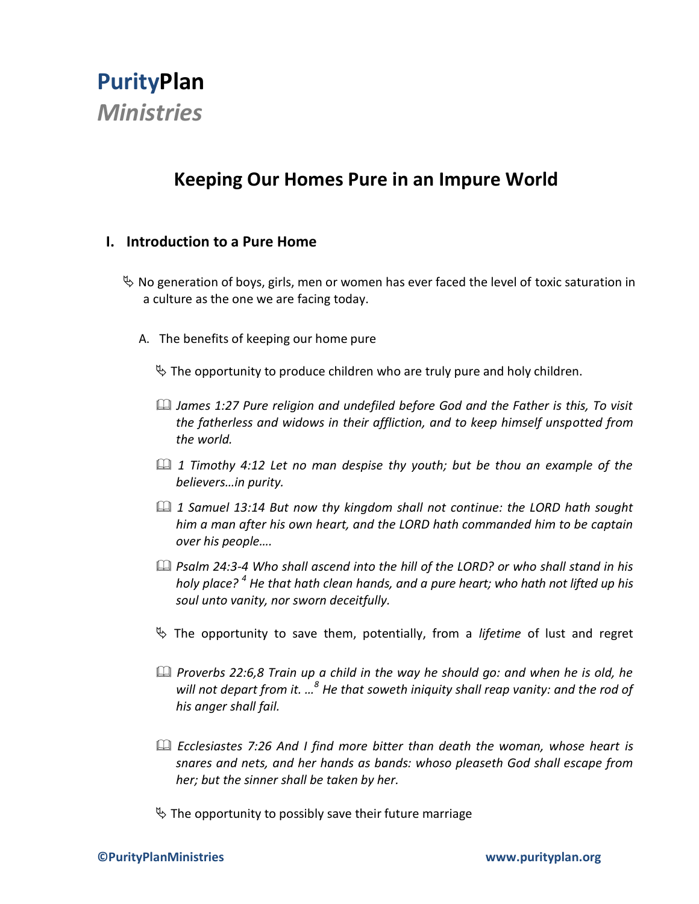**Purity**Plan
*Ministries*

# Keeping Our Homes Pure in an Impure World

## I. Introduction to a Pure Home

- No generation of boys, girls, men or women has ever faced the level of toxic saturation in a culture as the one we are facing today.

A. The benefits of keeping our home pure

- The opportunity to produce children who are truly pure and holy children.

📖 *James 1:27 Pure religion and undefiled before God and the Father is this, To visit the fatherless and widows in their affliction, and to keep himself unspotted from the world.*

📖 *1 Timothy 4:12 Let no man despise thy youth; but be thou an example of the believers…in purity.*

📖 *1 Samuel 13:14 But now thy kingdom shall not continue: the LORD hath sought him a man after his own heart, and the LORD hath commanded him to be captain over his people….*

📖 *Psalm 24:3-4 Who shall ascend into the hill of the LORD? or who shall stand in his holy place? [4] He that hath clean hands, and a pure heart; who hath not lifted up his soul unto vanity, nor sworn deceitfully.*

- The opportunity to save them, potentially, from a *lifetime* of lust and regret

📖 *Proverbs 22:6,8 Train up a child in the way he should go: and when he is old, he will not depart from it. …[8] He that soweth iniquity shall reap vanity: and the rod of his anger shall fail.*

📖 *Ecclesiastes 7:26 And I find more bitter than death the woman, whose heart is snares and nets, and her hands as bands: whoso pleaseth God shall escape from her; but the sinner shall be taken by her.*

- The opportunity to possibly save their future marriage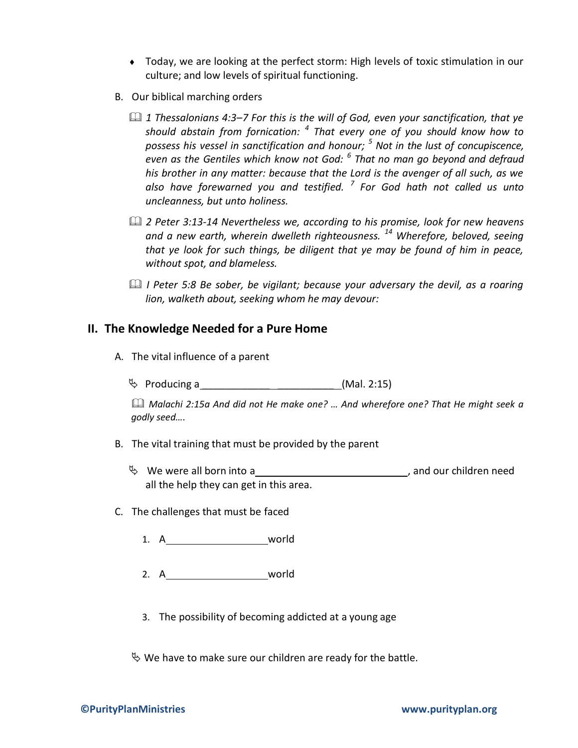- Today, we are looking at the perfect storm: High levels of toxic stimulation in our culture; and low levels of spiritual functioning.

B. Our biblical marching orders

📖 *1 Thessalonians 4:3–7 For this is the will of God, even your sanctification, that ye should abstain from fornication: [4] That every one of you should know how to possess his vessel in sanctification and honour; [5] Not in the lust of concupiscence, even as the Gentiles which know not God: [6] That no man go beyond and defraud his brother in any matter: because that the Lord is the avenger of all such, as we also have forewarned you and testified. [7] For God hath not called us unto uncleanness, but unto holiness.*

📖 *2 Peter 3:13-14 Nevertheless we, according to his promise, look for new heavens and a new earth, wherein dwelleth righteousness. [14] Wherefore, beloved, seeing that ye look for such things, be diligent that ye may be found of him in peace, without spot, and blameless.*

📖 *I Peter 5:8 Be sober, be vigilant; because your adversary the devil, as a roaring lion, walketh about, seeking whom he may devour:*

## II. The Knowledge Needed for a Pure Home

A. The vital influence of a parent

- Producing a________________________(Mal. 2:15)

📖 *Malachi 2:15a And did not He make one? … And wherefore one? That He might seek a godly seed….*

B. The vital training that must be provided by the parent

- We were all born into a___________________________, and our children need all the help they can get in this area.

C. The challenges that must be faced

1. A__________________world

2. A__________________world

3. The possibility of becoming addicted at a young age

- We have to make sure our children are ready for the battle.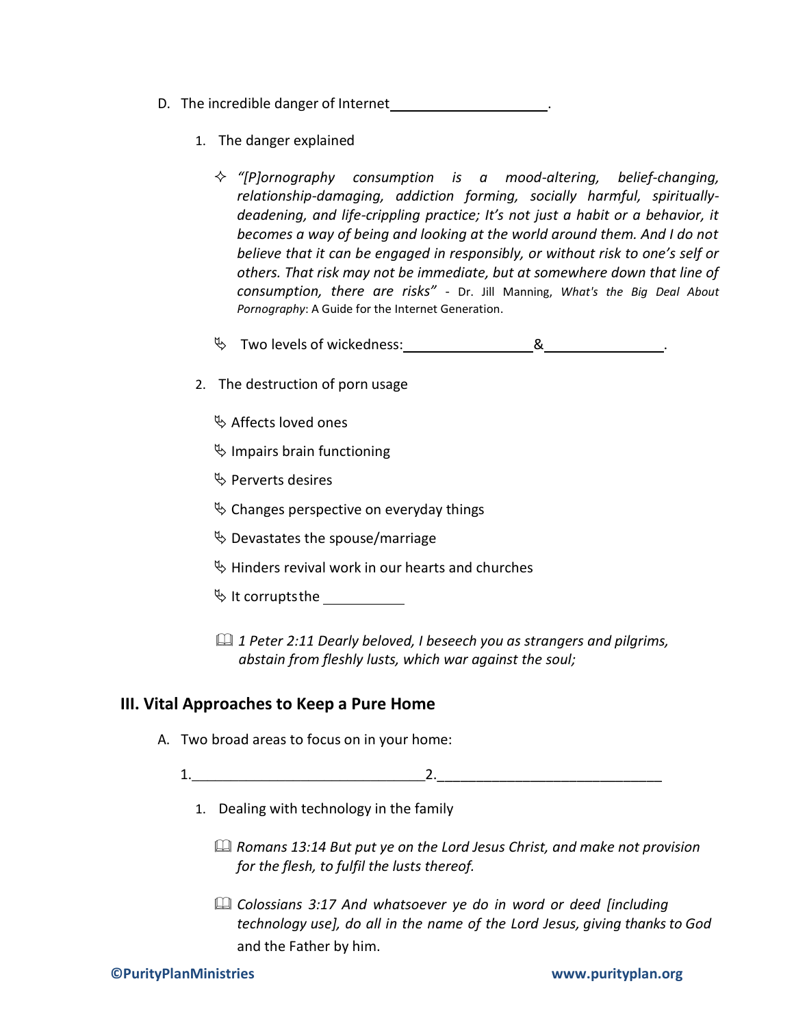D. The incredible danger of Internet\_\_\_\_\_\_\_\_\_\_\_\_\_\_\_\_\_\_\_\_.

1. The danger explained

   ✧ *"[P]ornography consumption is a mood-altering, belief-changing, relationship-damaging, addiction forming, socially harmful, spiritually-deadening, and life-crippling practice; It's not just a habit or a behavior, it becomes a way of being and looking at the world around them. And I do not believe that it can be engaged in responsibly, or without risk to one's self or others. That risk may not be immediate, but at somewhere down that line of consumption, there are risks"* - Dr. Jill Manning, *What's the Big Deal About Pornography*: A Guide for the Internet Generation.

   ✎ Two levels of wickedness:\_\_\_\_\_\_\_\_\_\_\_\_\_\_\_\_&\_\_\_\_\_\_\_\_\_\_\_\_\_\_\_\_.

2. The destruction of porn usage

   ✎ Affects loved ones

   ✎ Impairs brain functioning

   ✎ Perverts desires

   ✎ Changes perspective on everyday things

   ✎ Devastates the spouse/marriage

   ✎ Hinders revival work in our hearts and churches

   ✎ It corrupts the \_\_\_\_\_\_\_\_\_\_

   📖 *1 Peter 2:11 Dearly beloved, I beseech you as strangers and pilgrims, abstain from fleshly lusts, which war against the soul;*

## III. Vital Approaches to Keep a Pure Home

A. Two broad areas to focus on in your home:

1.\_\_\_\_\_\_\_\_\_\_\_\_\_\_\_\_\_\_\_\_\_\_\_\_\_\_\_\_\_\_2.\_\_\_\_\_\_\_\_\_\_\_\_\_\_\_\_\_\_\_\_\_\_\_\_\_\_\_\_\_\_

1. Dealing with technology in the family

   📖 *Romans 13:14 But put ye on the Lord Jesus Christ, and make not provision for the flesh, to fulfil the lusts thereof.*

   📖 *Colossians 3:17 And whatsoever ye do in word or deed [including technology use], do all in the name of the Lord Jesus, giving thanks to God* and the Father by him.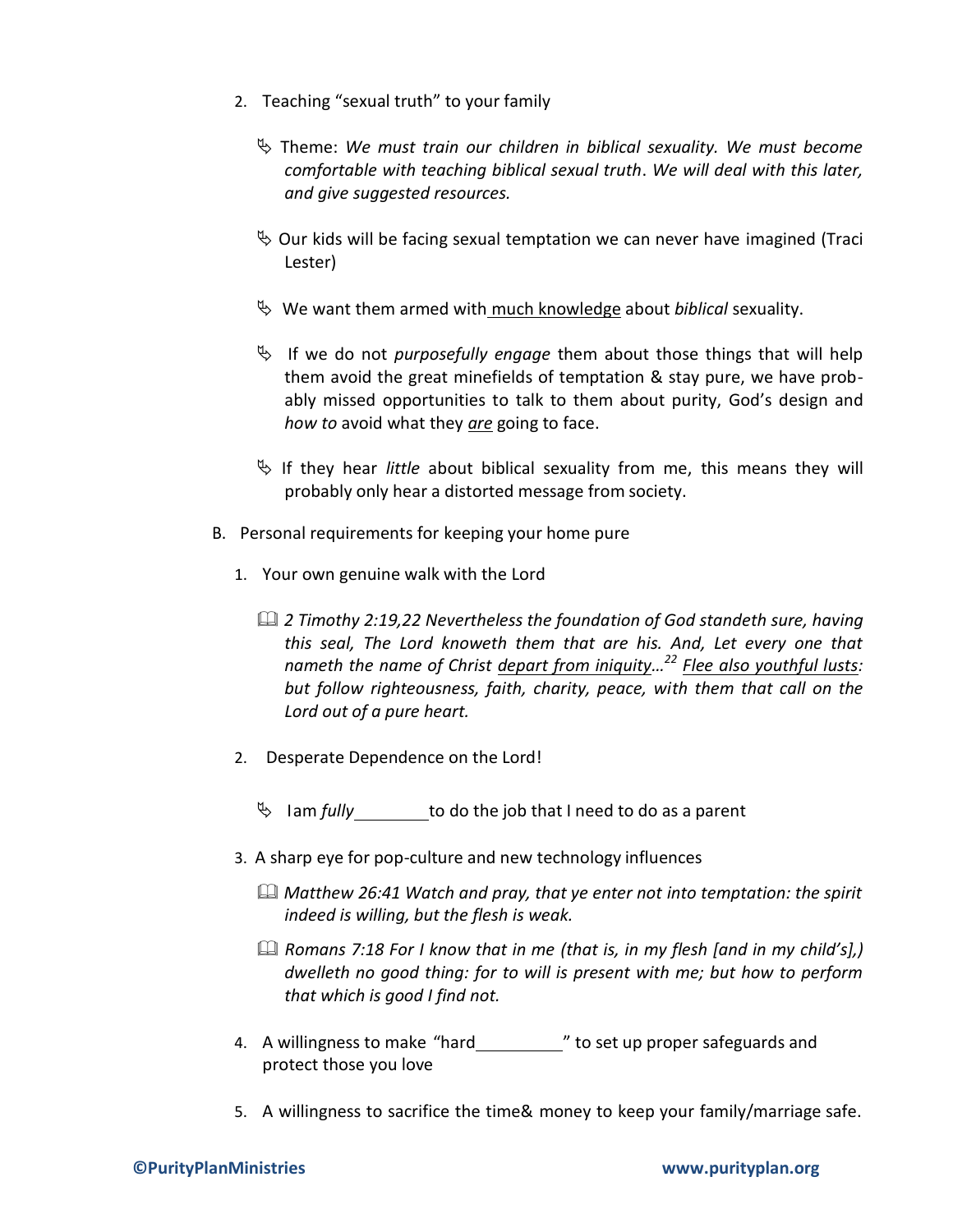2. Teaching "sexual truth" to your family

   - Theme: *We must train our children in biblical sexuality. We must become comfortable with teaching biblical sexual truth*. *We will deal with this later, and give suggested resources.*

   - Our kids will be facing sexual temptation we can never have imagined (Traci Lester)

   - We want them armed with <u>much knowledge</u> about *biblical* sexuality.

   - If we do not *purposefully engage* them about those things that will help them avoid the great minefields of temptation & stay pure, we have probably missed opportunities to talk to them about purity, God's design and *how to* avoid what they <u>*are*</u> going to face.

   - If they hear *little* about biblical sexuality from me, this means they will probably only hear a distorted message from society.

B. Personal requirements for keeping your home pure

1. Your own genuine walk with the Lord

   - *2 Timothy 2:19,22 Nevertheless the foundation of God standeth sure, having this seal, The Lord knoweth them that are his. And, Let every one that nameth the name of Christ <u>depart from iniquity</u>…[22] <u>Flee also youthful lusts</u>: but follow righteousness, faith, charity, peace, with them that call on the Lord out of a pure heart.*

2. Desperate Dependence on the Lord!

   - I am *fully* ________ to do the job that I need to do as a parent

3. A sharp eye for pop-culture and new technology influences

   - *Matthew 26:41 Watch and pray, that ye enter not into temptation: the spirit indeed is willing, but the flesh is weak.*

   - *Romans 7:18 For I know that in me (that is, in my flesh [and in my child's],) dwelleth no good thing: for to will is present with me; but how to perform that which is good I find not.*

4. A willingness to make "hard__________" to set up proper safeguards and protect those you love

5. A willingness to sacrifice the time& money to keep your family/marriage safe.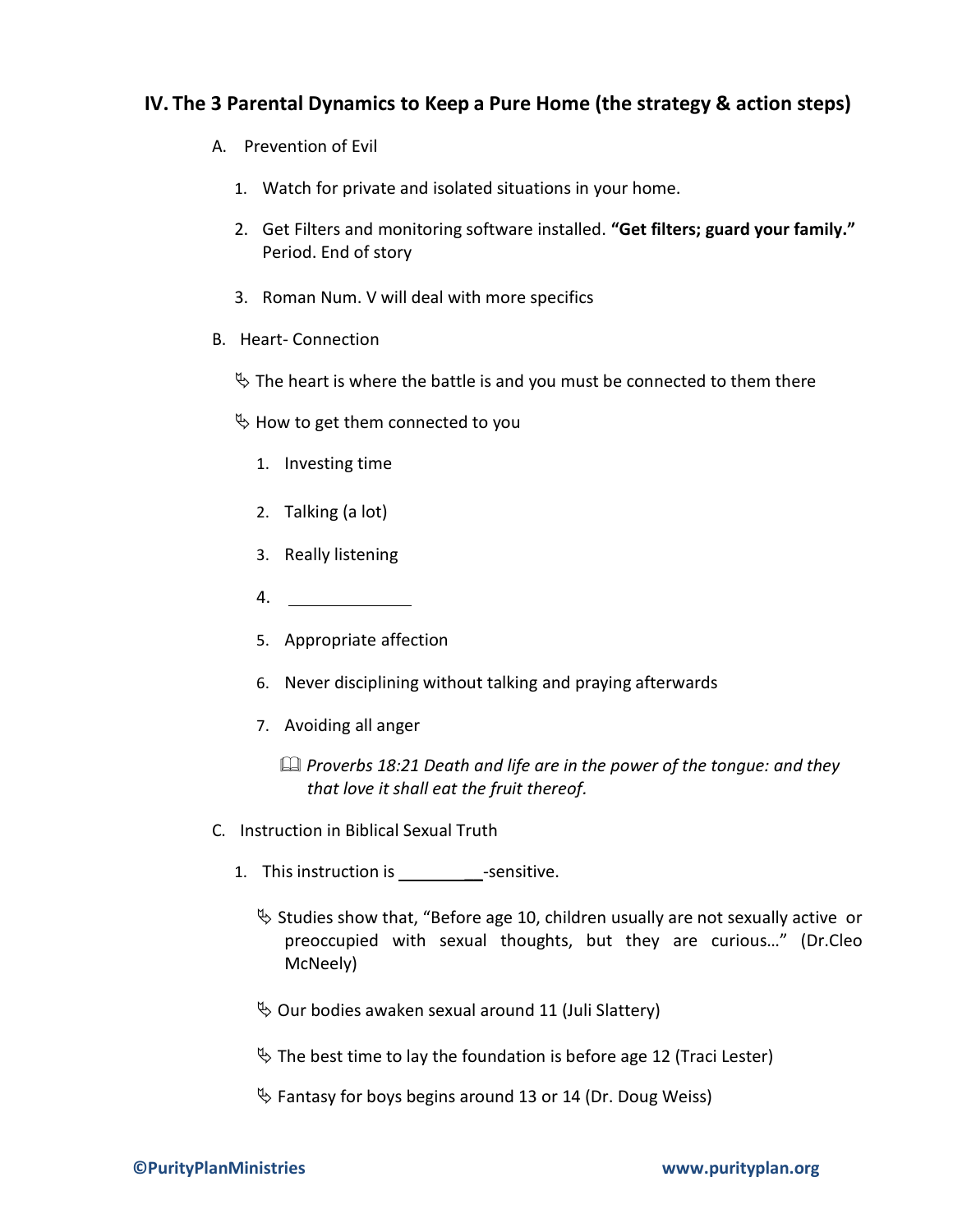## IV. The 3 Parental Dynamics to Keep a Pure Home (the strategy & action steps)

A. Prevention of Evil

1. Watch for private and isolated situations in your home.
2. Get Filters and monitoring software installed. **"Get filters; guard your family."** Period. End of story
3. Roman Num. V will deal with more specifics

B. Heart- Connection

- The heart is where the battle is and you must be connected to them there
- How to get them connected to you

1. Investing time
2. Talking (a lot)
3. Really listening
4. ______________
5. Appropriate affection
6. Never disciplining without talking and praying afterwards
7. Avoiding all anger

📖 *Proverbs 18:21 Death and life are in the power of the tongue: and they that love it shall eat the fruit thereof.*

C. Instruction in Biblical Sexual Truth

1. This instruction is __________-sensitive.

- Studies show that, "Before age 10, children usually are not sexually active or preoccupied with sexual thoughts, but they are curious…" (Dr.Cleo McNeely)
- Our bodies awaken sexual around 11 (Juli Slattery)
- The best time to lay the foundation is before age 12 (Traci Lester)
- Fantasy for boys begins around 13 or 14 (Dr. Doug Weiss)

©PurityPlanMinistries www.purityplan.org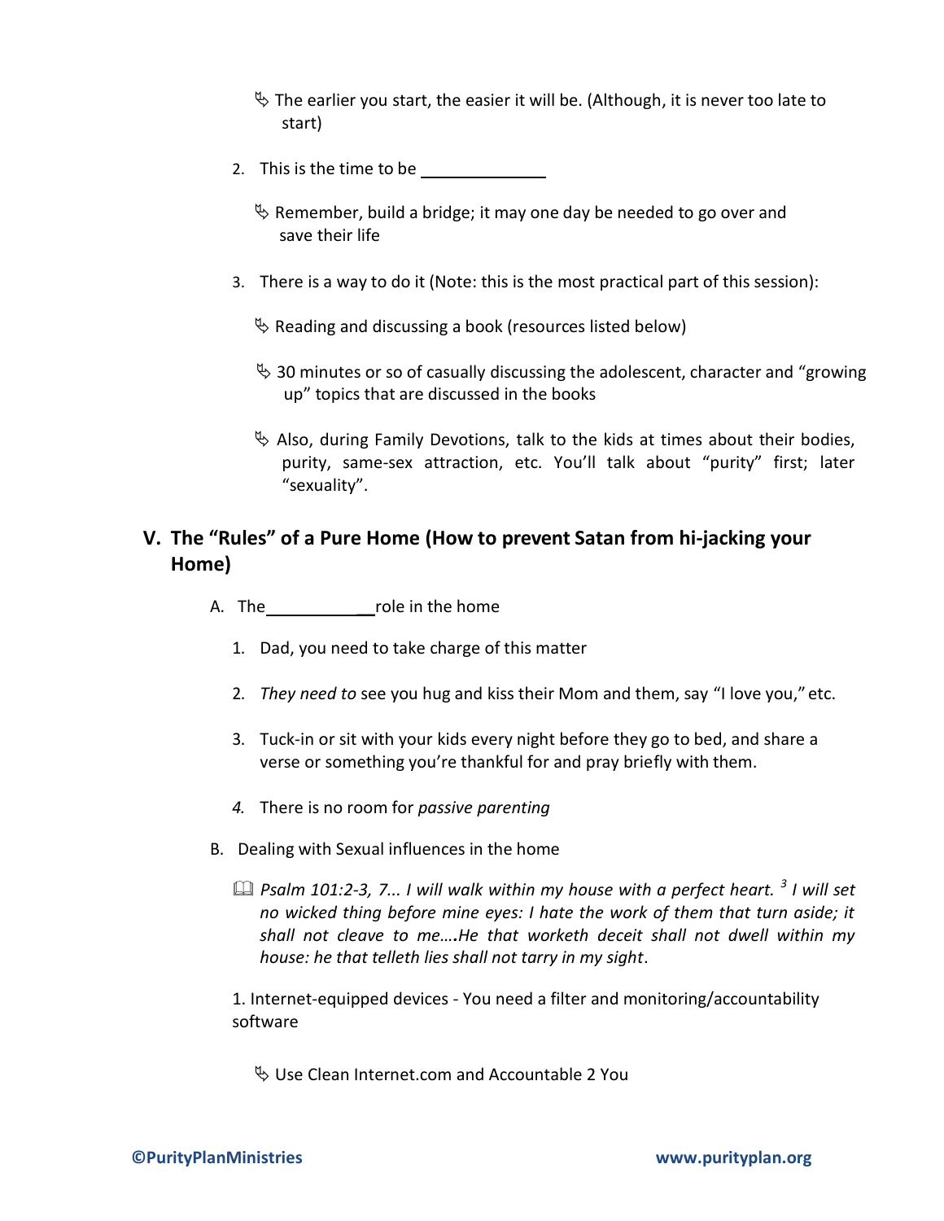- ✎ The earlier you start, the easier it will be. (Although, it is never too late to start)

2. This is the time to be ______________

   - ✎ Remember, build a bridge; it may one day be needed to go over and save their life

3. There is a way to do it (Note: this is the most practical part of this session):

   - ✎ Reading and discussing a book (resources listed below)
   - ✎ 30 minutes or so of casually discussing the adolescent, character and "growing up" topics that are discussed in the books
   - ✎ Also, during Family Devotions, talk to the kids at times about their bodies, purity, same-sex attraction, etc. You'll talk about "purity" first; later "sexuality".

## V. The "Rules" of a Pure Home (How to prevent Satan from hi-jacking your Home)

A. The______________role in the home

1. Dad, you need to take charge of this matter
2. *They need to* see you hug and kiss their Mom and them, say "I love you," etc.
3. Tuck-in or sit with your kids every night before they go to bed, and share a verse or something you're thankful for and pray briefly with them.
4. There is no room for *passive parenting*

B. Dealing with Sexual influences in the home

📖 *Psalm 101:2-3, 7... I will walk within my house with a perfect heart. [3] I will set no wicked thing before mine eyes: I hate the work of them that turn aside; it shall not cleave to me….He that worketh deceit shall not dwell within my house: he that telleth lies shall not tarry in my sight*.

1. Internet-equipped devices - You need a filter and monitoring/accountability software

   - ✎ Use Clean Internet.com and Accountable 2 You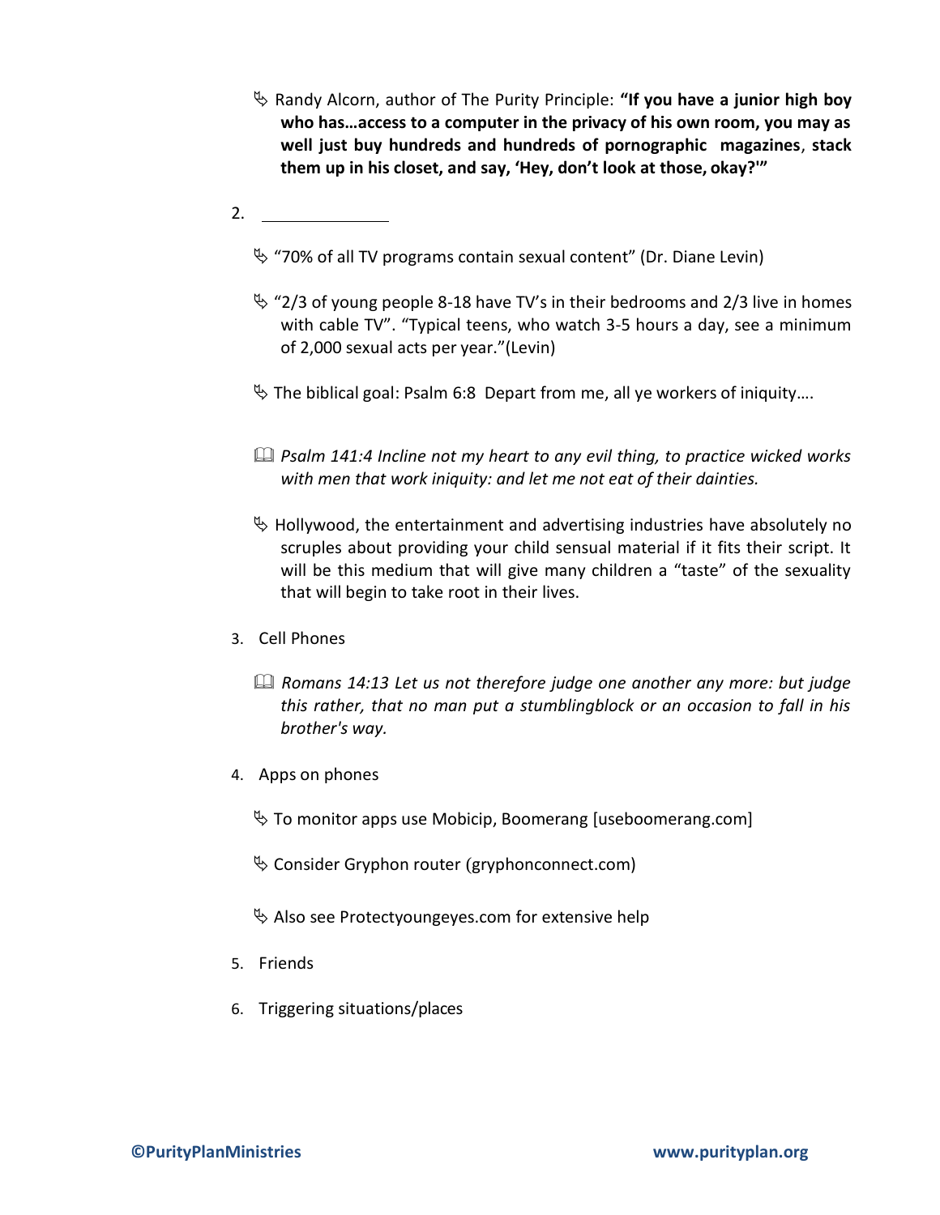- Randy Alcorn, author of The Purity Principle: **"If you have a junior high boy who has…access to a computer in the privacy of his own room, you may as well just buy hundreds and hundreds of pornographic magazines**, **stack them up in his closet, and say, 'Hey, don't look at those, okay?'"**

2. ______________

   - "70% of all TV programs contain sexual content" (Dr. Diane Levin)

   - "2/3 of young people 8-18 have TV's in their bedrooms and 2/3 live in homes with cable TV". "Typical teens, who watch 3-5 hours a day, see a minimum of 2,000 sexual acts per year."(Levin)

   - The biblical goal: Psalm 6:8 Depart from me, all ye workers of iniquity….

   - *Psalm 141:4 Incline not my heart to any evil thing, to practice wicked works with men that work iniquity: and let me not eat of their dainties.*

   - Hollywood, the entertainment and advertising industries have absolutely no scruples about providing your child sensual material if it fits their script. It will be this medium that will give many children a "taste" of the sexuality that will begin to take root in their lives.

3. Cell Phones

   - *Romans 14:13 Let us not therefore judge one another any more: but judge this rather, that no man put a stumblingblock or an occasion to fall in his brother's way.*

4. Apps on phones

   - To monitor apps use Mobicip, Boomerang [useboomerang.com]

   - Consider Gryphon router (gryphonconnect.com)

   - Also see Protectyoungeyes.com for extensive help

5. Friends

6. Triggering situations/places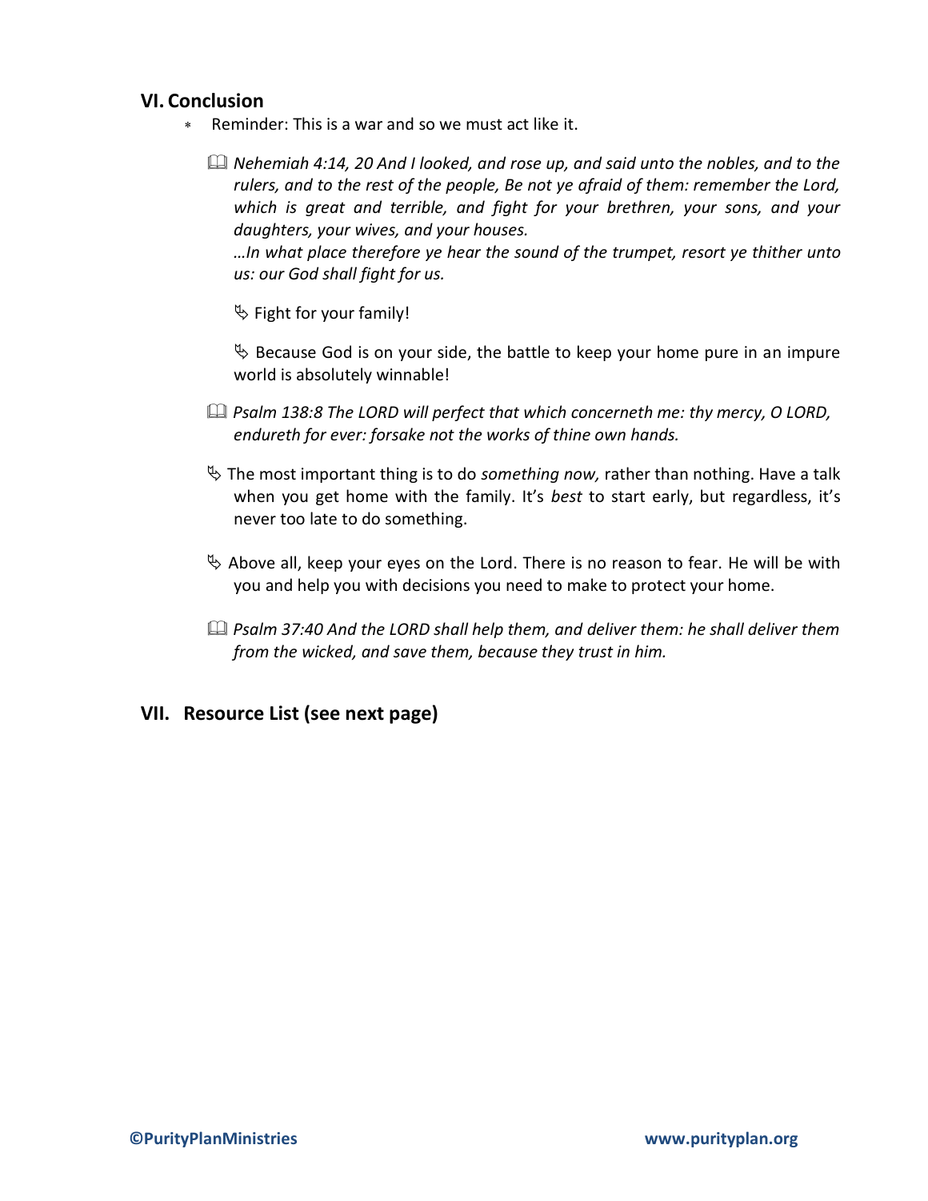## VI. Conclusion

- Reminder: This is a war and so we must act like it.

📖 *Nehemiah 4:14, 20 And I looked, and rose up, and said unto the nobles, and to the rulers, and to the rest of the people, Be not ye afraid of them: remember the Lord, which is great and terrible, and fight for your brethren, your sons, and your daughters, your wives, and your houses.*
*…In what place therefore ye hear the sound of the trumpet, resort ye thither unto us: our God shall fight for us.*

> ✎ Fight for your family!
>
> ✎ Because God is on your side, the battle to keep your home pure in an impure world is absolutely winnable!

📖 *Psalm 138:8 The LORD will perfect that which concerneth me: thy mercy, O LORD, endureth for ever: forsake not the works of thine own hands.*

✎ The most important thing is to do *something now,* rather than nothing. Have a talk when you get home with the family. It's *best* to start early, but regardless, it's never too late to do something.

✎ Above all, keep your eyes on the Lord. There is no reason to fear. He will be with you and help you with decisions you need to make to protect your home.

📖 *Psalm 37:40 And the LORD shall help them, and deliver them: he shall deliver them from the wicked, and save them, because they trust in him.*

## VII. Resource List (see next page)

**©PurityPlanMinistries** **www.purityplan.org**